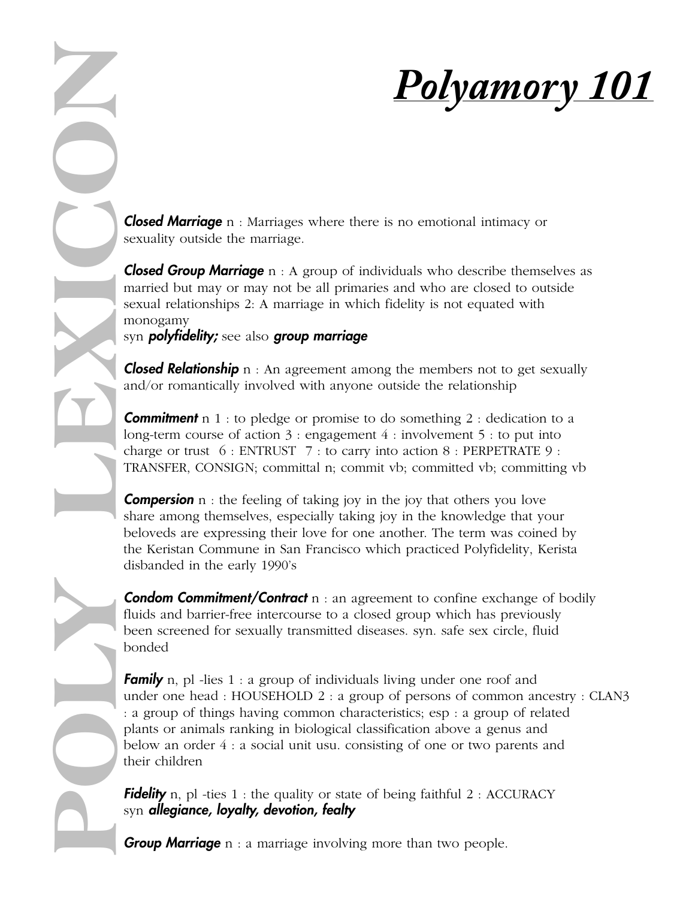# *Polyamory 101*

## POLY LEXICON

***Closed Marriage*** n : Marriages where there is no emotional intimacy or sexuality outside the marriage.

***Closed Group Marriage*** n : A group of individuals who describe themselves as married but may or may not be all primaries and who are closed to outside sexual relationships 2: A marriage in which fidelity is not equated with monogamy
syn ***polyfidelity;*** see also ***group marriage***

***Closed Relationship*** n : An agreement among the members not to get sexually and/or romantically involved with anyone outside the relationship

***Commitment*** n 1 : to pledge or promise to do something 2 : dedication to a long-term course of action 3 : engagement 4 : involvement 5 : to put into charge or trust 6 : ENTRUST 7 : to carry into action 8 : PERPETRATE 9 : TRANSFER, CONSIGN; committal n; commit vb; committed vb; committing vb

***Compersion*** n : the feeling of taking joy in the joy that others you love share among themselves, especially taking joy in the knowledge that your beloveds are expressing their love for one another. The term was coined by the Keristan Commune in San Francisco which practiced Polyfidelity, Kerista disbanded in the early 1990's

***Condom Commitment/Contract*** n : an agreement to confine exchange of bodily fluids and barrier-free intercourse to a closed group which has previously been screened for sexually transmitted diseases. syn. safe sex circle, fluid bonded

***Family*** n, pl -lies 1 : a group of individuals living under one roof and under one head : HOUSEHOLD 2 : a group of persons of common ancestry : CLAN3 : a group of things having common characteristics; esp : a group of related plants or animals ranking in biological classification above a genus and below an order 4 : a social unit usu. consisting of one or two parents and their children

***Fidelity*** n, pl -ties 1 : the quality or state of being faithful 2 : ACCURACY
syn ***allegiance, loyalty, devotion, fealty***

***Group Marriage*** n : a marriage involving more than two people.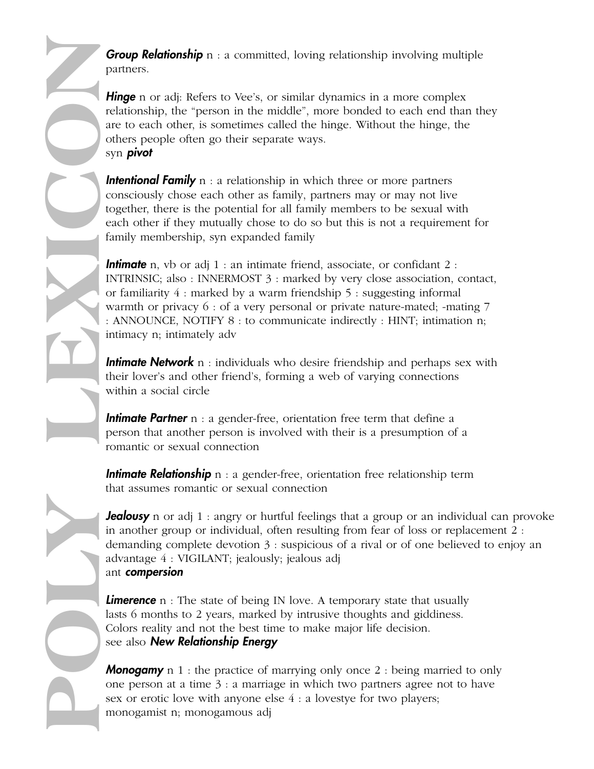***Group Relationship*** n : a committed, loving relationship involving multiple partners.

***Hinge*** n or adj: Refers to Vee's, or similar dynamics in a more complex relationship, the "person in the middle", more bonded to each end than they are to each other, is sometimes called the hinge. Without the hinge, the others people often go their separate ways.
syn ***pivot***

***Intentional Family*** n : a relationship in which three or more partners consciously chose each other as family, partners may or may not live together, there is the potential for all family members to be sexual with each other if they mutually chose to do so but this is not a requirement for family membership, syn expanded family

***Intimate*** n, vb or adj 1 : an intimate friend, associate, or confidant 2 : INTRINSIC; also : INNERMOST 3 : marked by very close association, contact, or familiarity 4 : marked by a warm friendship 5 : suggesting informal warmth or privacy 6 : of a very personal or private nature-mated; -mating 7 : ANNOUNCE, NOTIFY 8 : to communicate indirectly : HINT; intimation n; intimacy n; intimately adv

***Intimate Network*** n : individuals who desire friendship and perhaps sex with their lover's and other friend's, forming a web of varying connections within a social circle

***Intimate Partner*** n : a gender-free, orientation free term that define a person that another person is involved with their is a presumption of a romantic or sexual connection

***Intimate Relationship*** n : a gender-free, orientation free relationship term that assumes romantic or sexual connection

***Jealousy*** n or adj 1 : angry or hurtful feelings that a group or an individual can provoke in another group or individual, often resulting from fear of loss or replacement 2 : demanding complete devotion 3 : suspicious of a rival or of one believed to enjoy an advantage 4 : VIGILANT; jealously; jealous adj
ant ***compersion***

***Limerence*** n : The state of being IN love. A temporary state that usually lasts 6 months to 2 years, marked by intrusive thoughts and giddiness. Colors reality and not the best time to make major life decision.
see also ***New Relationship Energy***

***Monogamy*** n 1 : the practice of marrying only once 2 : being married to only one person at a time 3 : a marriage in which two partners agree not to have sex or erotic love with anyone else 4 : a lovestye for two players; monogamist n; monogamous adj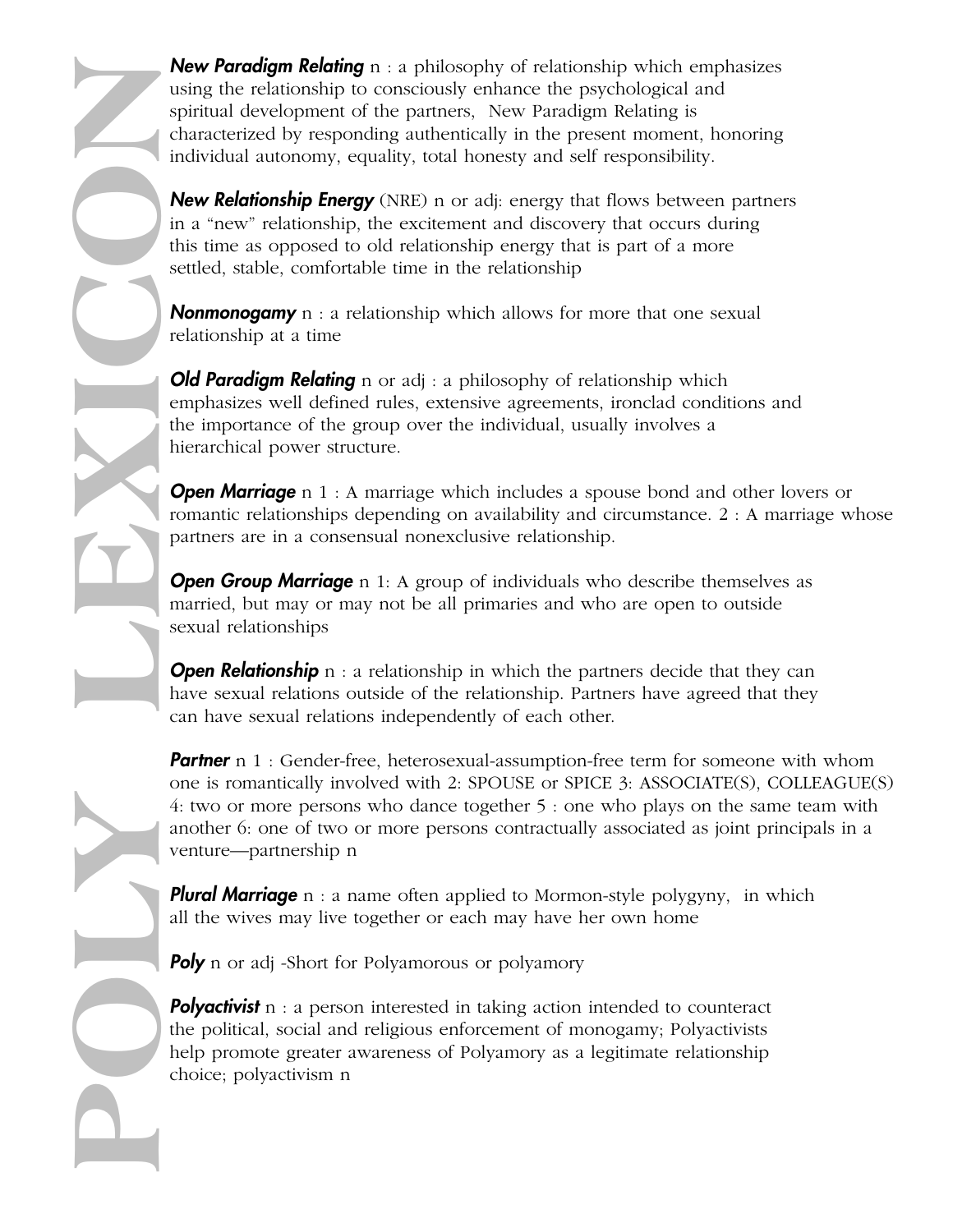**_New Paradigm Relating_** n : a philosophy of relationship which emphasizes using the relationship to consciously enhance the psychological and spiritual development of the partners, New Paradigm Relating is characterized by responding authentically in the present moment, honoring individual autonomy, equality, total honesty and self responsibility.

**_New Relationship Energy_** (NRE) n or adj: energy that flows between partners in a "new" relationship, the excitement and discovery that occurs during this time as opposed to old relationship energy that is part of a more settled, stable, comfortable time in the relationship

**_Nonmonogamy_** n : a relationship which allows for more that one sexual relationship at a time

**_Old Paradigm Relating_** n or adj : a philosophy of relationship which emphasizes well defined rules, extensive agreements, ironclad conditions and the importance of the group over the individual, usually involves a hierarchical power structure.

**_Open Marriage_** n 1 : A marriage which includes a spouse bond and other lovers or romantic relationships depending on availability and circumstance. 2 : A marriage whose partners are in a consensual nonexclusive relationship.

**_Open Group Marriage_** n 1: A group of individuals who describe themselves as married, but may or may not be all primaries and who are open to outside sexual relationships

**_Open Relationship_** n : a relationship in which the partners decide that they can have sexual relations outside of the relationship. Partners have agreed that they can have sexual relations independently of each other.

**_Partner_** n 1 : Gender-free, heterosexual-assumption-free term for someone with whom one is romantically involved with 2: SPOUSE or SPICE 3: ASSOCIATE(S), COLLEAGUE(S) 4: two or more persons who dance together 5 : one who plays on the same team with another 6: one of two or more persons contractually associated as joint principals in a venture—partnership n

**_Plural Marriage_** n : a name often applied to Mormon-style polygyny, in which all the wives may live together or each may have her own home

**_Poly_** n or adj -Short for Polyamorous or polyamory

**_Polyactivist_** n : a person interested in taking action intended to counteract the political, social and religious enforcement of monogamy; Polyactivists help promote greater awareness of Polyamory as a legitimate relationship choice; polyactivism n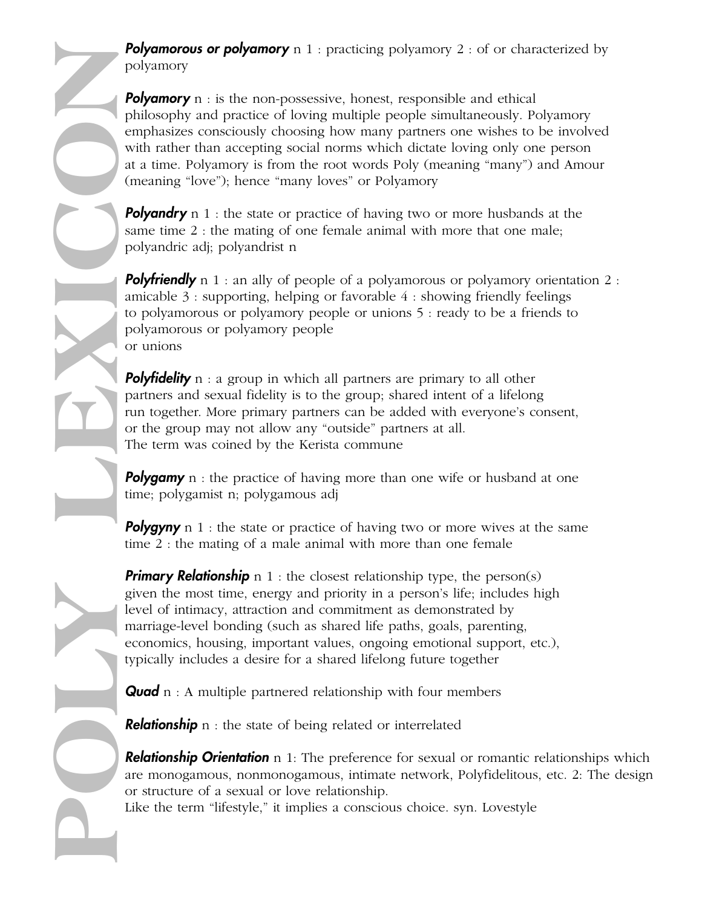**Polyamorous or polyamory** n 1 : practicing polyamory 2 : of or characterized by polyamory

**Polyamory** n : is the non-possessive, honest, responsible and ethical philosophy and practice of loving multiple people simultaneously. Polyamory emphasizes consciously choosing how many partners one wishes to be involved with rather than accepting social norms which dictate loving only one person at a time. Polyamory is from the root words Poly (meaning "many") and Amour (meaning "love"); hence "many loves" or Polyamory

**Polyandry** n 1 : the state or practice of having two or more husbands at the same time 2 : the mating of one female animal with more that one male; polyandric adj; polyandrist n

**Polyfriendly** n 1 : an ally of people of a polyamorous or polyamory orientation 2 : amicable 3 : supporting, helping or favorable 4 : showing friendly feelings to polyamorous or polyamory people or unions 5 : ready to be a friends to polyamorous or polyamory people or unions

**Polyfidelity** n : a group in which all partners are primary to all other partners and sexual fidelity is to the group; shared intent of a lifelong run together. More primary partners can be added with everyone's consent, or the group may not allow any "outside" partners at all. The term was coined by the Kerista commune

**Polygamy** n : the practice of having more than one wife or husband at one time; polygamist n; polygamous adj

**Polygyny** n 1 : the state or practice of having two or more wives at the same time 2 : the mating of a male animal with more than one female

**Primary Relationship** n 1 : the closest relationship type, the person(s) given the most time, energy and priority in a person's life; includes high level of intimacy, attraction and commitment as demonstrated by marriage-level bonding (such as shared life paths, goals, parenting, economics, housing, important values, ongoing emotional support, etc.), typically includes a desire for a shared lifelong future together

**Quad** n : A multiple partnered relationship with four members

**Relationship** n : the state of being related or interrelated

**Relationship Orientation** n 1: The preference for sexual or romantic relationships which are monogamous, nonmonogamous, intimate network, Polyfidelitous, etc. 2: The design or structure of a sexual or love relationship. Like the term "lifestyle," it implies a conscious choice. syn. Lovestyle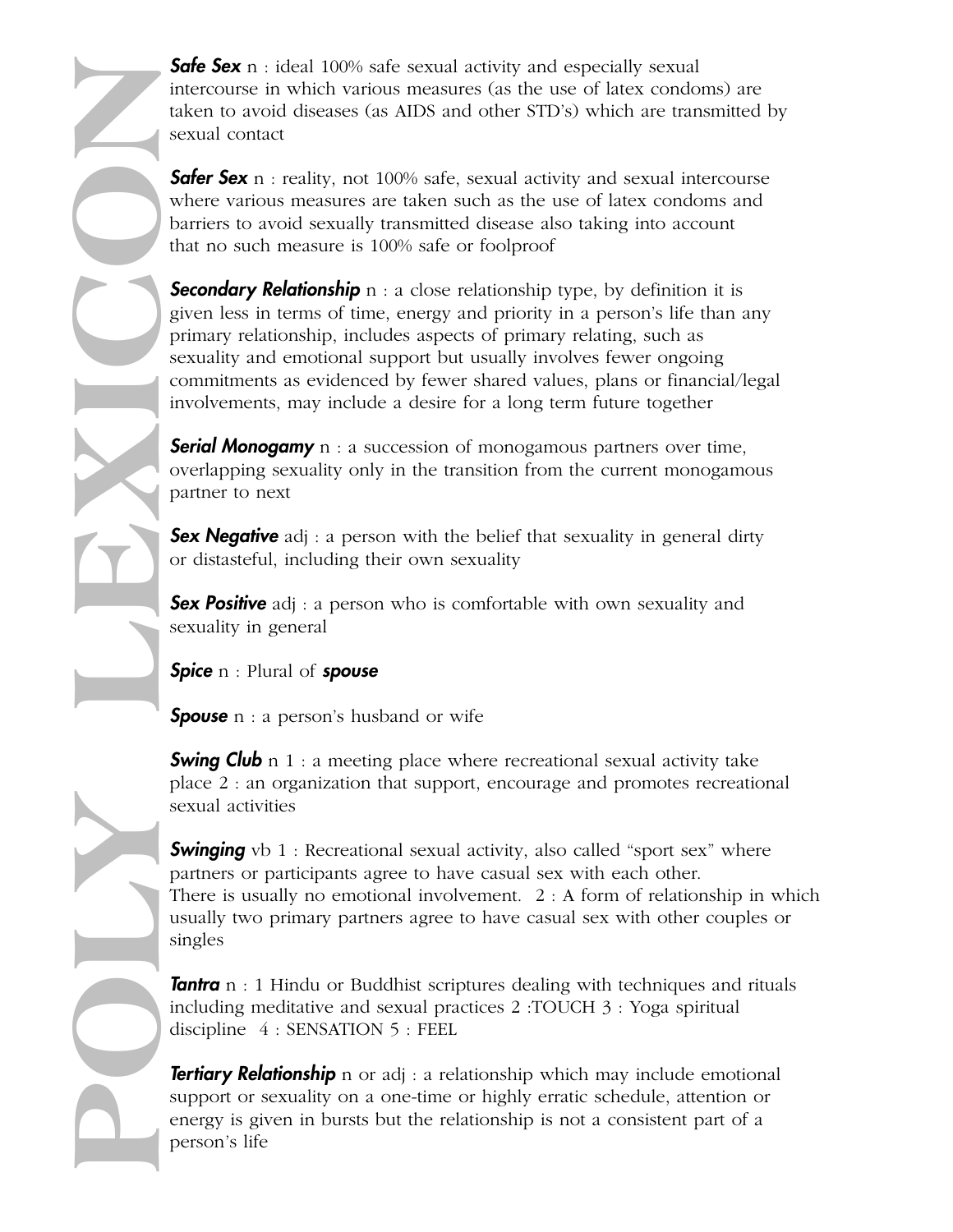***Safe Sex*** n : ideal 100% safe sexual activity and especially sexual intercourse in which various measures (as the use of latex condoms) are taken to avoid diseases (as AIDS and other STD's) which are transmitted by sexual contact

***Safer Sex*** n : reality, not 100% safe, sexual activity and sexual intercourse where various measures are taken such as the use of latex condoms and barriers to avoid sexually transmitted disease also taking into account that no such measure is 100% safe or foolproof

***Secondary Relationship*** n : a close relationship type, by definition it is given less in terms of time, energy and priority in a person's life than any primary relationship, includes aspects of primary relating, such as sexuality and emotional support but usually involves fewer ongoing commitments as evidenced by fewer shared values, plans or financial/legal involvements, may include a desire for a long term future together

***Serial Monogamy*** n : a succession of monogamous partners over time, overlapping sexuality only in the transition from the current monogamous partner to next

***Sex Negative*** adj : a person with the belief that sexuality in general dirty or distasteful, including their own sexuality

***Sex Positive*** adj : a person who is comfortable with own sexuality and sexuality in general

***Spice*** n : Plural of ***spouse***

***Spouse*** n : a person's husband or wife

***Swing Club*** n 1 : a meeting place where recreational sexual activity take place 2 : an organization that support, encourage and promotes recreational sexual activities

***Swinging*** vb 1 : Recreational sexual activity, also called "sport sex" where partners or participants agree to have casual sex with each other. There is usually no emotional involvement. 2 : A form of relationship in which usually two primary partners agree to have casual sex with other couples or singles

***Tantra*** n : 1 Hindu or Buddhist scriptures dealing with techniques and rituals including meditative and sexual practices 2 :TOUCH 3 : Yoga spiritual discipline 4 : SENSATION 5 : FEEL

***Tertiary Relationship*** n or adj : a relationship which may include emotional support or sexuality on a one-time or highly erratic schedule, attention or energy is given in bursts but the relationship is not a consistent part of a person's life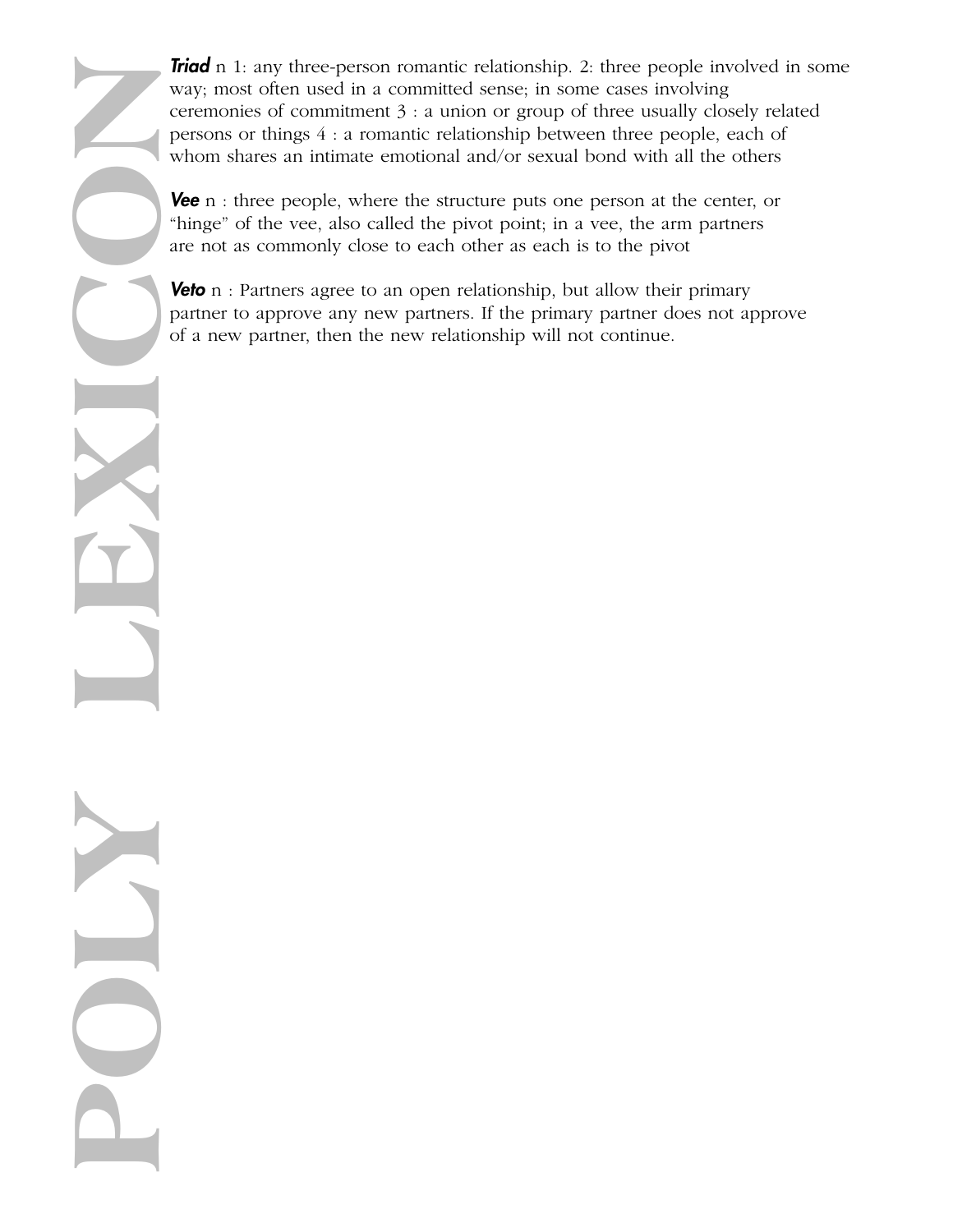***Triad*** n 1: any three-person romantic relationship. 2: three people involved in some way; most often used in a committed sense; in some cases involving ceremonies of commitment 3 : a union or group of three usually closely related persons or things 4 : a romantic relationship between three people, each of whom shares an intimate emotional and/or sexual bond with all the others

***Vee*** n : three people, where the structure puts one person at the center, or "hinge" of the vee, also called the pivot point; in a vee, the arm partners are not as commonly close to each other as each is to the pivot

***Veto*** n : Partners agree to an open relationship, but allow their primary partner to approve any new partners. If the primary partner does not approve of a new partner, then the new relationship will not continue.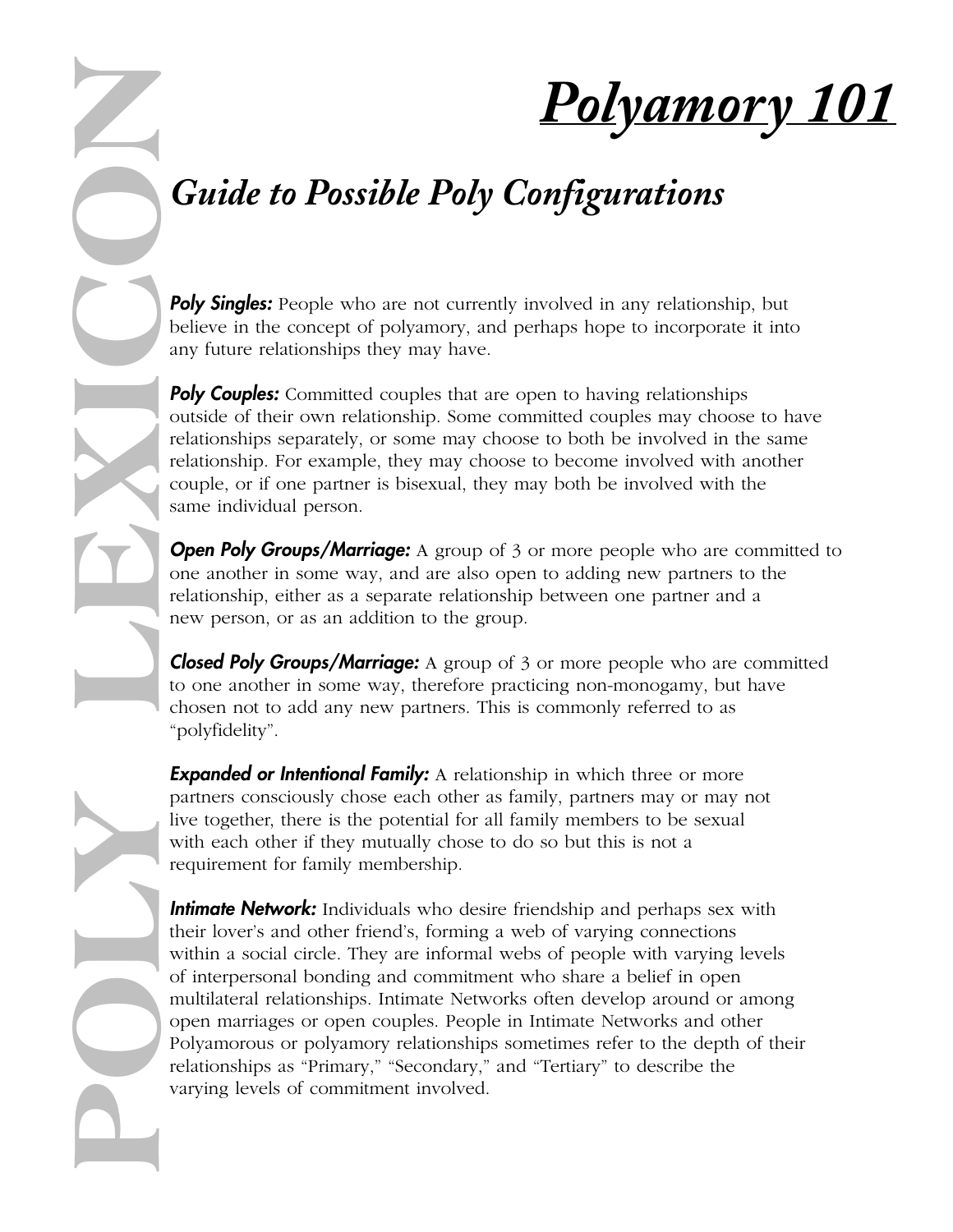# *Polyamory 101*

POLY LEXICON

## *Guide to Possible Poly Configurations*

***Poly Singles:*** People who are not currently involved in any relationship, but believe in the concept of polyamory, and perhaps hope to incorporate it into any future relationships they may have.

***Poly Couples:*** Committed couples that are open to having relationships outside of their own relationship. Some committed couples may choose to have relationships separately, or some may choose to both be involved in the same relationship. For example, they may choose to become involved with another couple, or if one partner is bisexual, they may both be involved with the same individual person.

***Open Poly Groups/Marriage:*** A group of 3 or more people who are committed to one another in some way, and are also open to adding new partners to the relationship, either as a separate relationship between one partner and a new person, or as an addition to the group.

***Closed Poly Groups/Marriage:*** A group of 3 or more people who are committed to one another in some way, therefore practicing non-monogamy, but have chosen not to add any new partners. This is commonly referred to as "polyfidelity".

***Expanded or Intentional Family:*** A relationship in which three or more partners consciously chose each other as family, partners may or may not live together, there is the potential for all family members to be sexual with each other if they mutually chose to do so but this is not a requirement for family membership.

***Intimate Network:*** Individuals who desire friendship and perhaps sex with their lover's and other friend's, forming a web of varying connections within a social circle. They are informal webs of people with varying levels of interpersonal bonding and commitment who share a belief in open multilateral relationships. Intimate Networks often develop around or among open marriages or open couples. People in Intimate Networks and other Polyamorous or polyamory relationships sometimes refer to the depth of their relationships as "Primary," "Secondary," and "Tertiary" to describe the varying levels of commitment involved.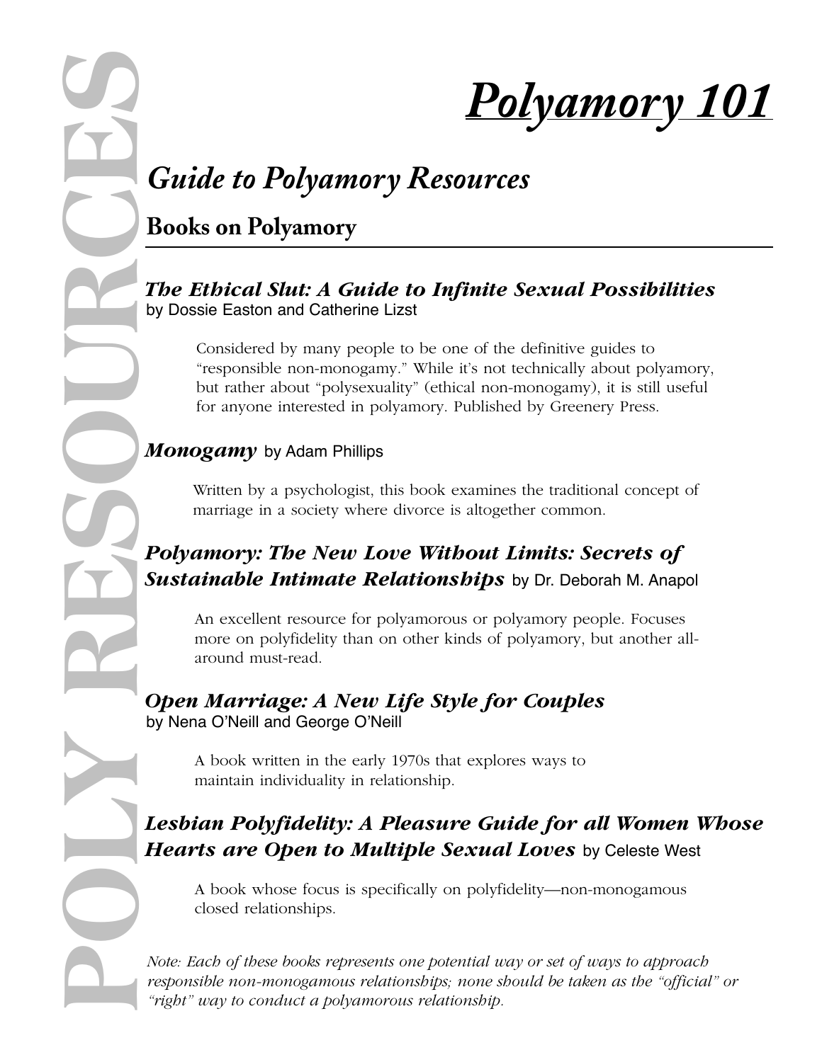# *Polyamory 101*

## *Guide to Polyamory Resources*

### Books on Polyamory

***The Ethical Slut: A Guide to Infinite Sexual Possibilities*** by Dossie Easton and Catherine Lizst

Considered by many people to be one of the definitive guides to "responsible non-monogamy." While it's not technically about polyamory, but rather about "polysexuality" (ethical non-monogamy), it is still useful for anyone interested in polyamory. Published by Greenery Press.

***Monogamy*** by Adam Phillips

Written by a psychologist, this book examines the traditional concept of marriage in a society where divorce is altogether common.

***Polyamory: The New Love Without Limits: Secrets of Sustainable Intimate Relationships*** by Dr. Deborah M. Anapol

An excellent resource for polyamorous or polyamory people. Focuses more on polyfidelity than on other kinds of polyamory, but another all-around must-read.

***Open Marriage: A New Life Style for Couples*** by Nena O'Neill and George O'Neill

A book written in the early 1970s that explores ways to maintain individuality in relationship.

***Lesbian Polyfidelity: A Pleasure Guide for all Women Whose Hearts are Open to Multiple Sexual Loves*** by Celeste West

A book whose focus is specifically on polyfidelity—non-monogamous closed relationships.

*Note: Each of these books represents one potential way or set of ways to approach responsible non-monogamous relationships; none should be taken as the "official" or "right" way to conduct a polyamorous relationship.*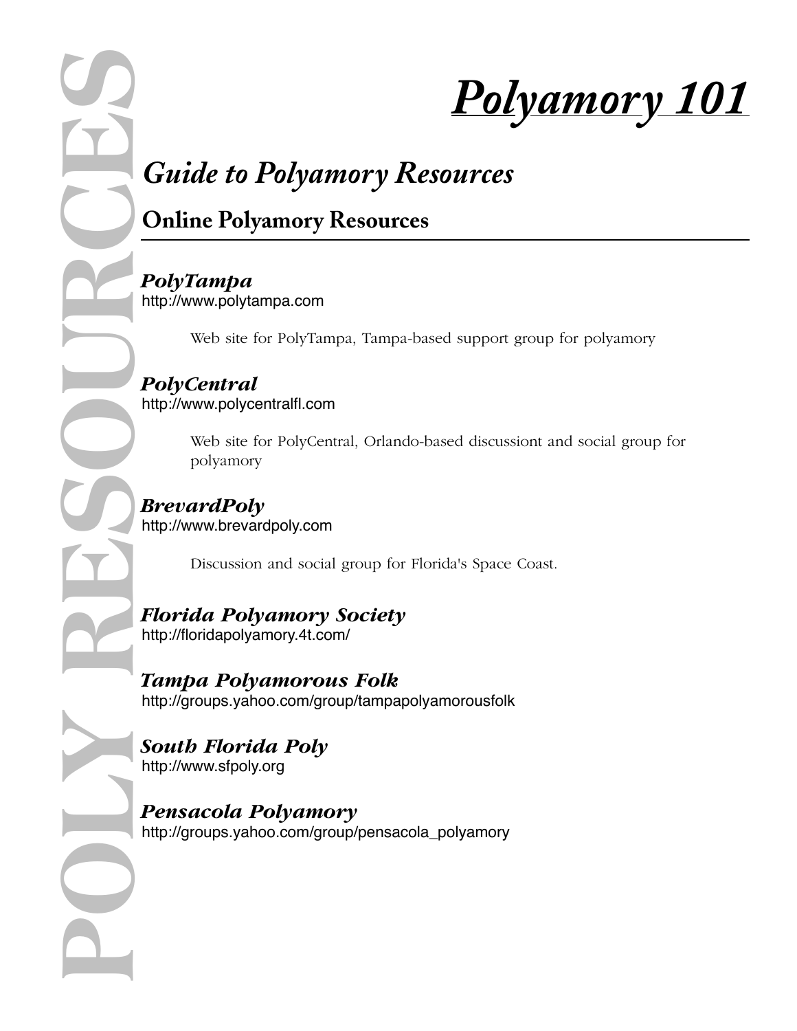# Polyamory 101

## Guide to Polyamory Resources

### Online Polyamory Resources

***PolyTampa***
http://www.polytampa.com

Web site for PolyTampa, Tampa-based support group for polyamory

***PolyCentral***
http://www.polycentralfl.com

Web site for PolyCentral, Orlando-based discussiont and social group for polyamory

***BrevardPoly***
http://www.brevardpoly.com

Discussion and social group for Florida's Space Coast.

***Florida Polyamory Society***
http://floridapolyamory.4t.com/

***Tampa Polyamorous Folk***
http://groups.yahoo.com/group/tampapolyamorousfolk

***South Florida Poly***
http://www.sfpoly.org

***Pensacola Polyamory***
http://groups.yahoo.com/group/pensacola_polyamory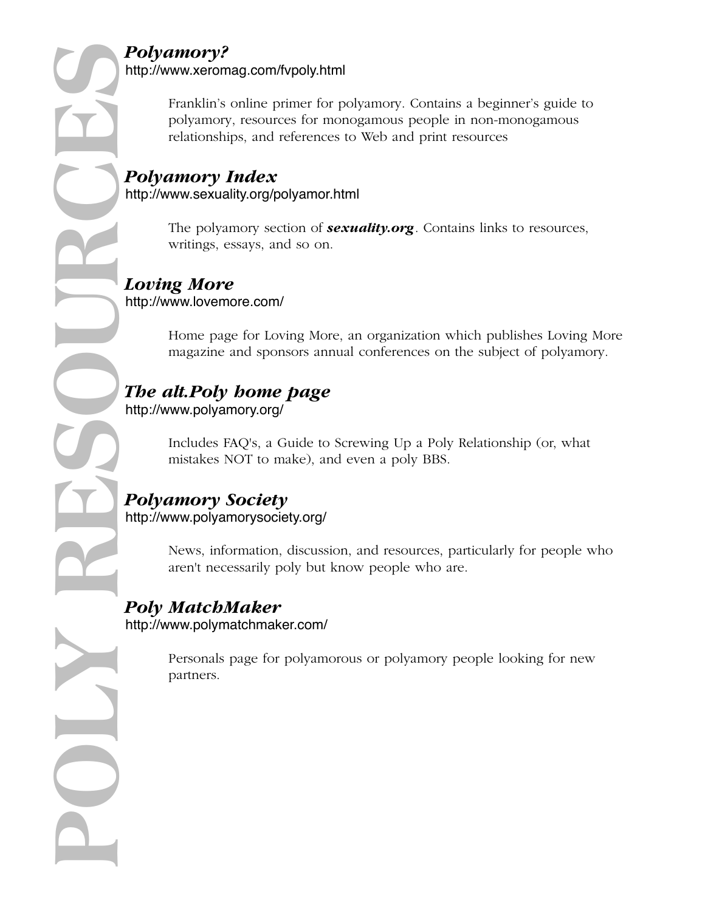# POLY RESOURCES

### *Polyamory?*
http://www.xeromag.com/fvpoly.html

Franklin's online primer for polyamory. Contains a beginner's guide to polyamory, resources for monogamous people in non-monogamous relationships, and references to Web and print resources

### *Polyamory Index*
http://www.sexuality.org/polyamor.html

The polyamory section of ***sexuality.org***. Contains links to resources, writings, essays, and so on.

### *Loving More*
http://www.lovemore.com/

Home page for Loving More, an organization which publishes Loving More magazine and sponsors annual conferences on the subject of polyamory.

### *The alt.Poly home page*
http://www.polyamory.org/

Includes FAQ's, a Guide to Screwing Up a Poly Relationship (or, what mistakes NOT to make), and even a poly BBS.

### *Polyamory Society*
http://www.polyamorysociety.org/

News, information, discussion, and resources, particularly for people who aren't necessarily poly but know people who are.

### *Poly MatchMaker*
http://www.polymatchmaker.com/

Personals page for polyamorous or polyamory people looking for new partners.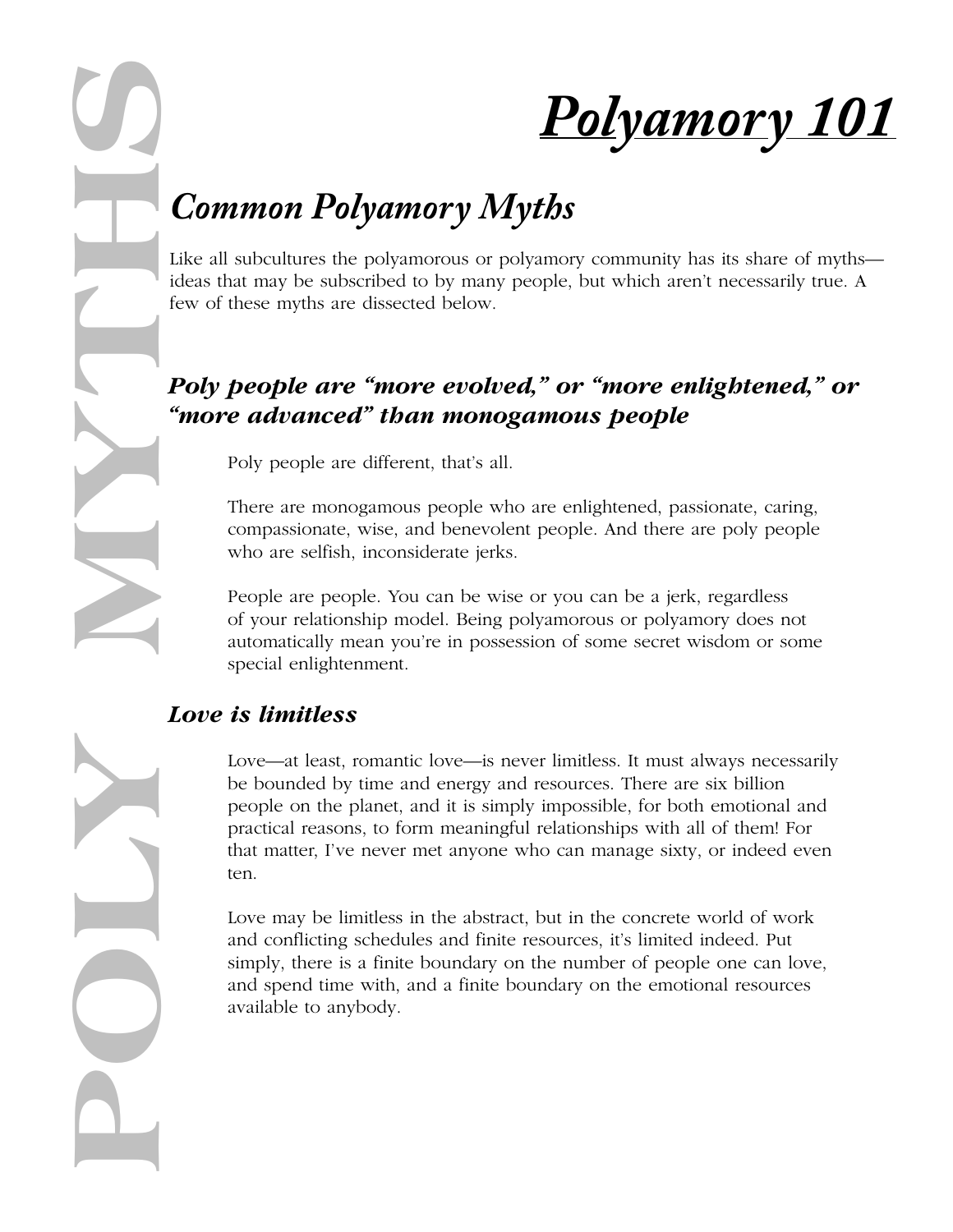# *Polyamory 101*

## *Common Polyamory Myths*

Like all subcultures the polyamorous or polyamory community has its share of myths—ideas that may be subscribed to by many people, but which aren't necessarily true. A few of these myths are dissected below.

### *Poly people are "more evolved," or "more enlightened," or "more advanced" than monogamous people*

Poly people are different, that's all.

There are monogamous people who are enlightened, passionate, caring, compassionate, wise, and benevolent people. And there are poly people who are selfish, inconsiderate jerks.

People are people. You can be wise or you can be a jerk, regardless of your relationship model. Being polyamorous or polyamory does not automatically mean you're in possession of some secret wisdom or some special enlightenment.

### *Love is limitless*

Love—at least, romantic love—is never limitless. It must always necessarily be bounded by time and energy and resources. There are six billion people on the planet, and it is simply impossible, for both emotional and practical reasons, to form meaningful relationships with all of them! For that matter, I've never met anyone who can manage sixty, or indeed even ten.

Love may be limitless in the abstract, but in the concrete world of work and conflicting schedules and finite resources, it's limited indeed. Put simply, there is a finite boundary on the number of people one can love, and spend time with, and a finite boundary on the emotional resources available to anybody.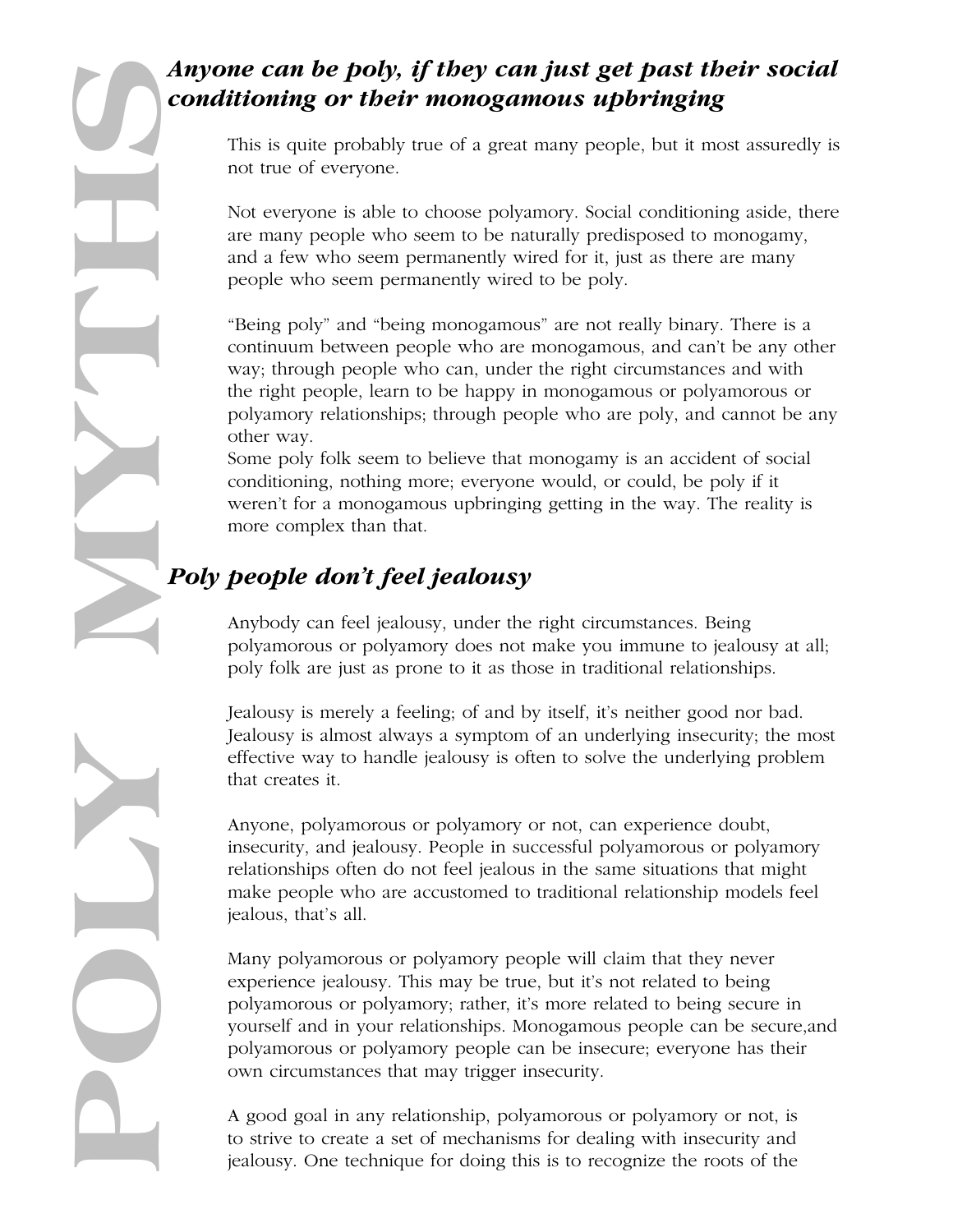## *Anyone can be poly, if they can just get past their social conditioning or their monogamous upbringing*

This is quite probably true of a great many people, but it most assuredly is not true of everyone.

Not everyone is able to choose polyamory. Social conditioning aside, there are many people who seem to be naturally predisposed to monogamy, and a few who seem permanently wired for it, just as there are many people who seem permanently wired to be poly.

"Being poly" and "being monogamous" are not really binary. There is a continuum between people who are monogamous, and can't be any other way; through people who can, under the right circumstances and with the right people, learn to be happy in monogamous or polyamorous or polyamory relationships; through people who are poly, and cannot be any other way.
Some poly folk seem to believe that monogamy is an accident of social conditioning, nothing more; everyone would, or could, be poly if it weren't for a monogamous upbringing getting in the way. The reality is more complex than that.

## *Poly people don't feel jealousy*

Anybody can feel jealousy, under the right circumstances. Being polyamorous or polyamory does not make you immune to jealousy at all; poly folk are just as prone to it as those in traditional relationships.

Jealousy is merely a feeling; of and by itself, it's neither good nor bad. Jealousy is almost always a symptom of an underlying insecurity; the most effective way to handle jealousy is often to solve the underlying problem that creates it.

Anyone, polyamorous or polyamory or not, can experience doubt, insecurity, and jealousy. People in successful polyamorous or polyamory relationships often do not feel jealous in the same situations that might make people who are accustomed to traditional relationship models feel jealous, that's all.

Many polyamorous or polyamory people will claim that they never experience jealousy. This may be true, but it's not related to being polyamorous or polyamory; rather, it's more related to being secure in yourself and in your relationships. Monogamous people can be secure,and polyamorous or polyamory people can be insecure; everyone has their own circumstances that may trigger insecurity.

A good goal in any relationship, polyamorous or polyamory or not, is to strive to create a set of mechanisms for dealing with insecurity and jealousy. One technique for doing this is to recognize the roots of the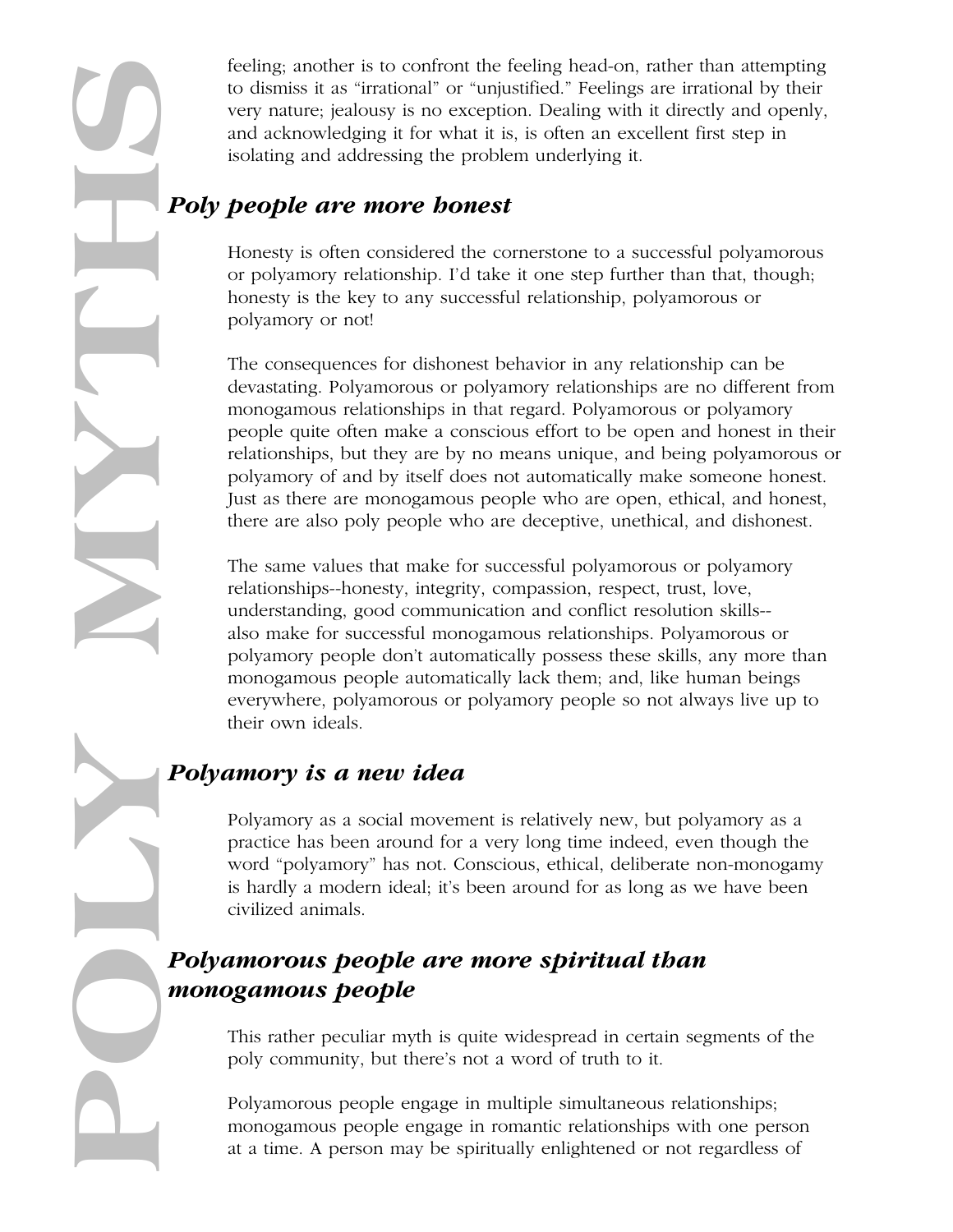feeling; another is to confront the feeling head-on, rather than attempting to dismiss it as "irrational" or "unjustified." Feelings are irrational by their very nature; jealousy is no exception. Dealing with it directly and openly, and acknowledging it for what it is, is often an excellent first step in isolating and addressing the problem underlying it.

## *Poly people are more honest*

Honesty is often considered the cornerstone to a successful polyamorous or polyamory relationship. I'd take it one step further than that, though; honesty is the key to any successful relationship, polyamorous or polyamory or not!

The consequences for dishonest behavior in any relationship can be devastating. Polyamorous or polyamory relationships are no different from monogamous relationships in that regard. Polyamorous or polyamory people quite often make a conscious effort to be open and honest in their relationships, but they are by no means unique, and being polyamorous or polyamory of and by itself does not automatically make someone honest. Just as there are monogamous people who are open, ethical, and honest, there are also poly people who are deceptive, unethical, and dishonest.

The same values that make for successful polyamorous or polyamory relationships--honesty, integrity, compassion, respect, trust, love, understanding, good communication and conflict resolution skills--also make for successful monogamous relationships. Polyamorous or polyamory people don't automatically possess these skills, any more than monogamous people automatically lack them; and, like human beings everywhere, polyamorous or polyamory people so not always live up to their own ideals.

## *Polyamory is a new idea*

Polyamory as a social movement is relatively new, but polyamory as a practice has been around for a very long time indeed, even though the word "polyamory" has not. Conscious, ethical, deliberate non-monogamy is hardly a modern ideal; it's been around for as long as we have been civilized animals.

## *Polyamorous people are more spiritual than monogamous people*

This rather peculiar myth is quite widespread in certain segments of the poly community, but there's not a word of truth to it.

Polyamorous people engage in multiple simultaneous relationships; monogamous people engage in romantic relationships with one person at a time. A person may be spiritually enlightened or not regardless of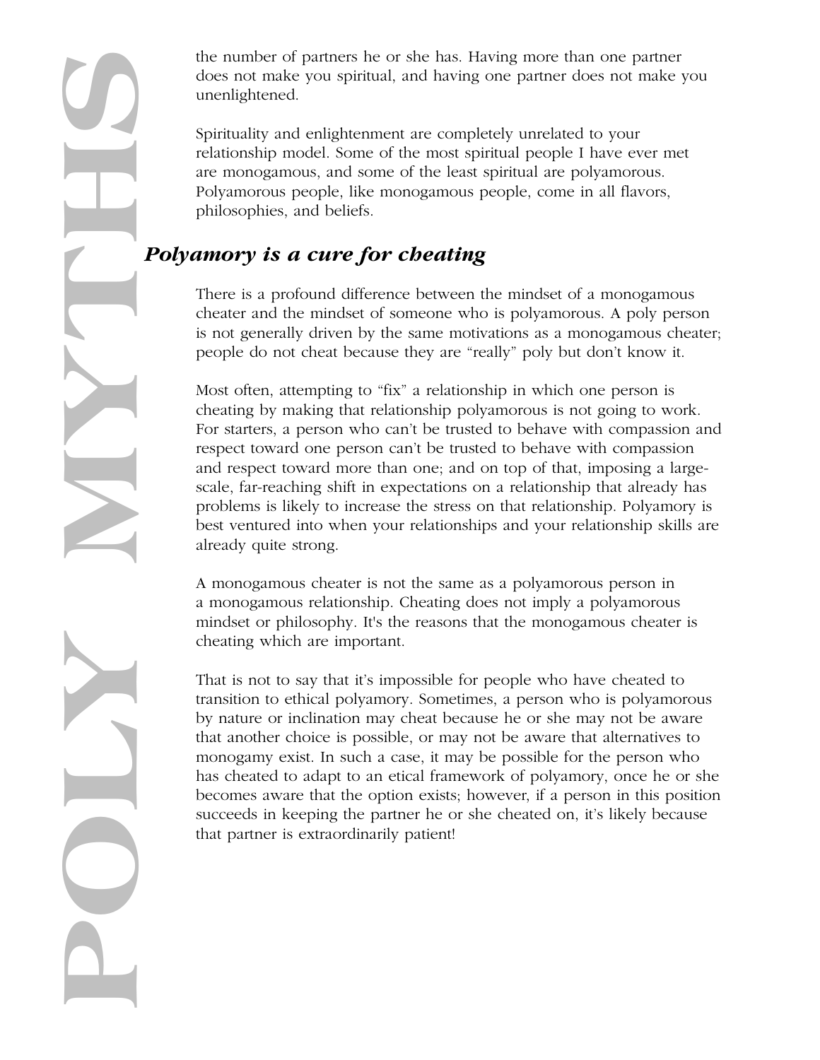the number of partners he or she has. Having more than one partner does not make you spiritual, and having one partner does not make you unenlightened.

Spirituality and enlightenment are completely unrelated to your relationship model. Some of the most spiritual people I have ever met are monogamous, and some of the least spiritual are polyamorous. Polyamorous people, like monogamous people, come in all flavors, philosophies, and beliefs.

## *Polyamory is a cure for cheating*

There is a profound difference between the mindset of a monogamous cheater and the mindset of someone who is polyamorous. A poly person is not generally driven by the same motivations as a monogamous cheater; people do not cheat because they are "really" poly but don't know it.

Most often, attempting to "fix" a relationship in which one person is cheating by making that relationship polyamorous is not going to work. For starters, a person who can't be trusted to behave with compassion and respect toward one person can't be trusted to behave with compassion and respect toward more than one; and on top of that, imposing a large-scale, far-reaching shift in expectations on a relationship that already has problems is likely to increase the stress on that relationship. Polyamory is best ventured into when your relationships and your relationship skills are already quite strong.

A monogamous cheater is not the same as a polyamorous person in a monogamous relationship. Cheating does not imply a polyamorous mindset or philosophy. It's the reasons that the monogamous cheater is cheating which are important.

That is not to say that it's impossible for people who have cheated to transition to ethical polyamory. Sometimes, a person who is polyamorous by nature or inclination may cheat because he or she may not be aware that another choice is possible, or may not be aware that alternatives to monogamy exist. In such a case, it may be possible for the person who has cheated to adapt to an etical framework of polyamory, once he or she becomes aware that the option exists; however, if a person in this position succeeds in keeping the partner he or she cheated on, it's likely because that partner is extraordinarily patient!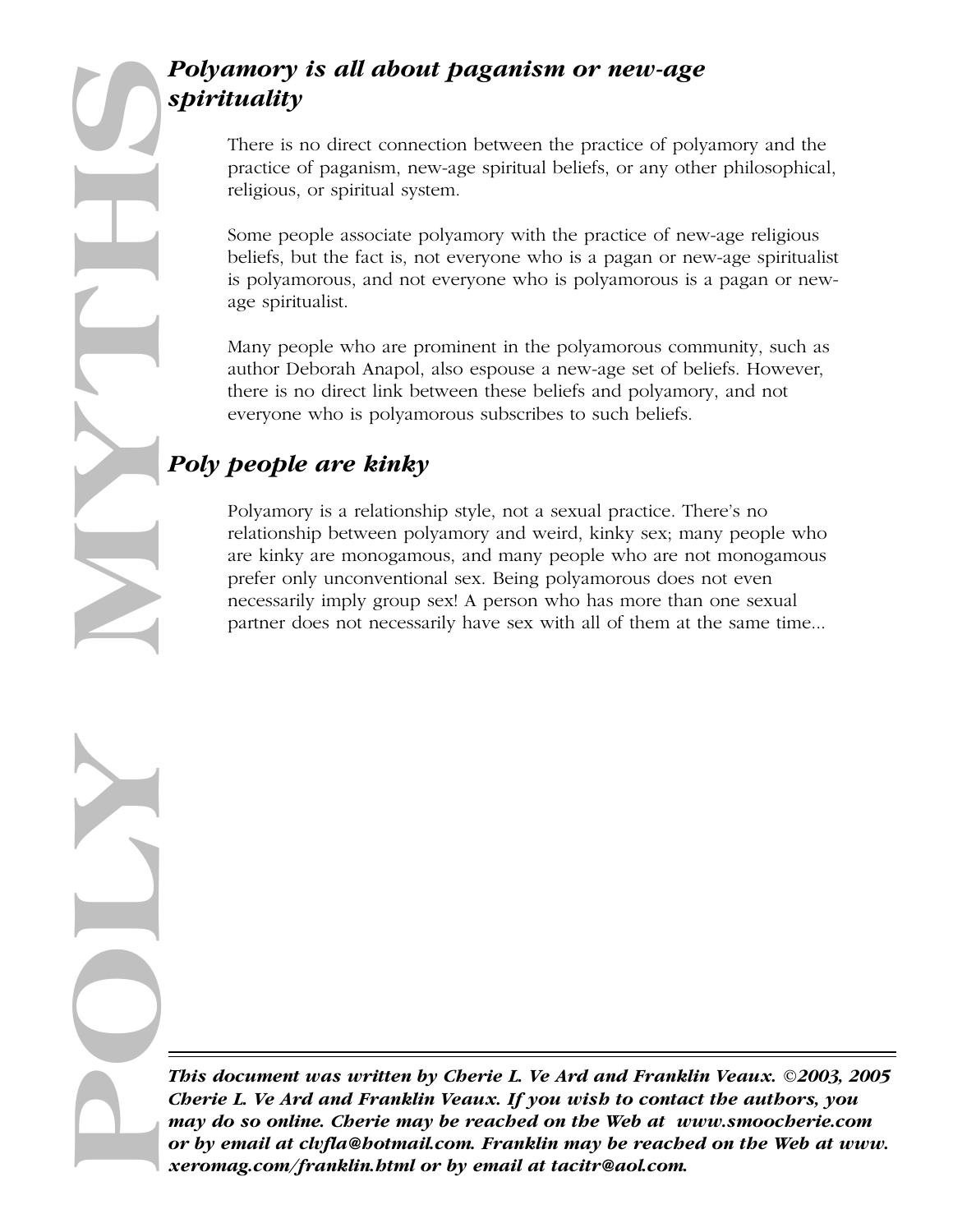## *Polyamory is all about paganism or new-age spirituality*

There is no direct connection between the practice of polyamory and the practice of paganism, new-age spiritual beliefs, or any other philosophical, religious, or spiritual system.

Some people associate polyamory with the practice of new-age religious beliefs, but the fact is, not everyone who is a pagan or new-age spiritualist is polyamorous, and not everyone who is polyamorous is a pagan or new-age spiritualist.

Many people who are prominent in the polyamorous community, such as author Deborah Anapol, also espouse a new-age set of beliefs. However, there is no direct link between these beliefs and polyamory, and not everyone who is polyamorous subscribes to such beliefs.

## *Poly people are kinky*

Polyamory is a relationship style, not a sexual practice. There's no relationship between polyamory and weird, kinky sex; many people who are kinky are monogamous, and many people who are not monogamous prefer only unconventional sex. Being polyamorous does not even necessarily imply group sex! A person who has more than one sexual partner does not necessarily have sex with all of them at the same time...

---

***This document was written by Cherie L. Ve Ard and Franklin Veaux. ©2003, 2005 Cherie L. Ve Ard and Franklin Veaux. If you wish to contact the authors, you may do so online. Cherie may be reached on the Web at www.smoocherie.com or by email at clvfla@hotmail.com. Franklin may be reached on the Web at www.xeromag.com/franklin.html or by email at tacitr@aol.com.***